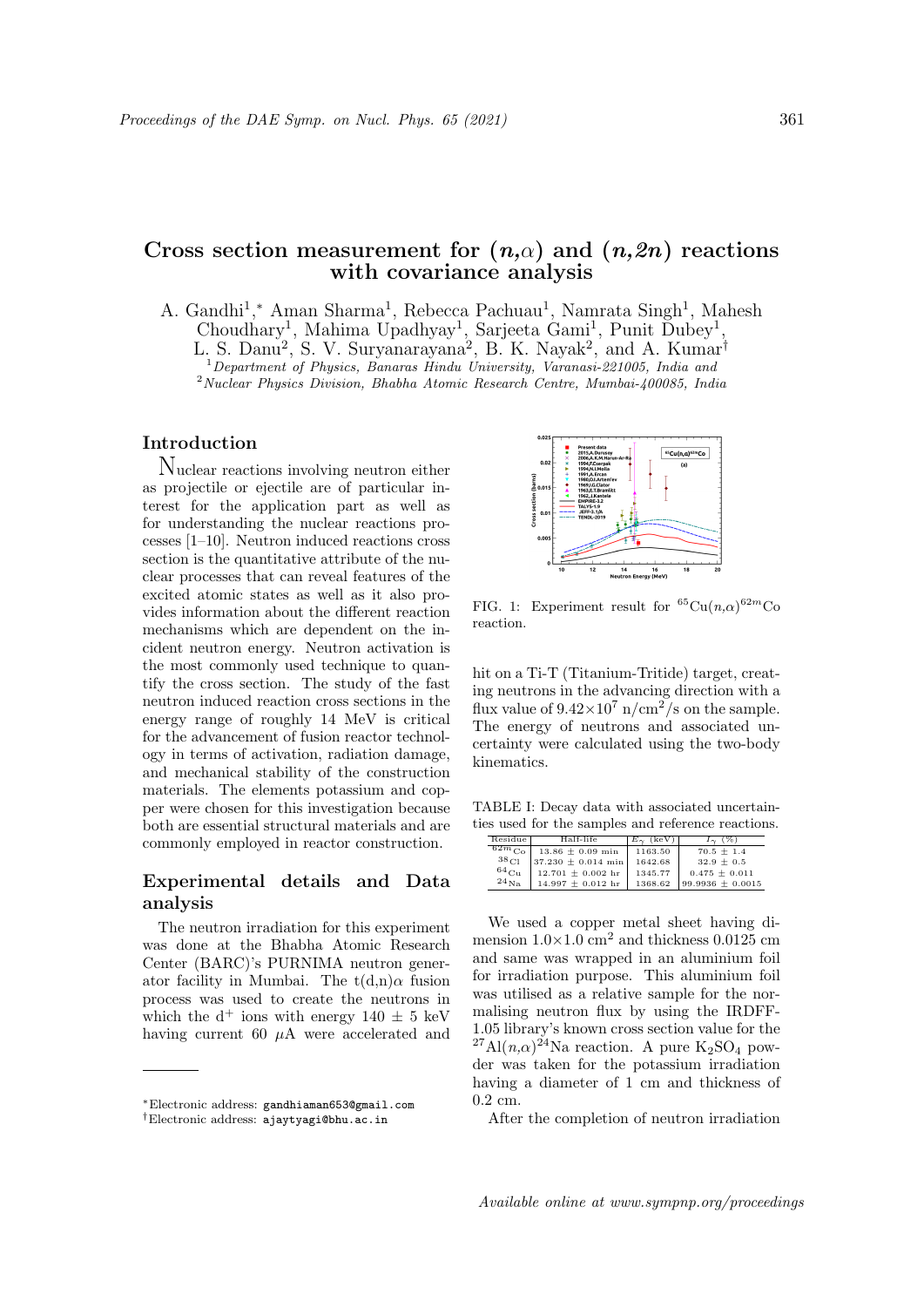# Cross section measurement for $(n,\alpha)$ and $(n,2n)$ reactions with covariance analysis

A. Gandhi[1],*, Aman Sharma[1], Rebecca Pachuau[1], Namrata Singh[1], Mahesh Choudhary[1], Mahima Upadhyay[1], Sarjeeta Gami[1], Punit Dubey[1], L. S. Danu[2], S. V. Suryanarayana[2], B. K. Nayak[2], and A. Kumar[†]

[1] *Department of Physics, Banaras Hindu University, Varanasi-221005, India and*
[2] *Nuclear Physics Division, Bhabha Atomic Research Centre, Mumbai-400085, India*

## Introduction

Nuclear reactions involving neutron either as projectile or ejectile are of particular interest for the application part as well as for understanding the nuclear reactions processes [1–10]. Neutron induced reactions cross section is the quantitative attribute of the nuclear processes that can reveal features of the excited atomic states as well as it also provides information about the different reaction mechanisms which are dependent on the incident neutron energy. Neutron activation is the most commonly used technique to quantify the cross section. The study of the fast neutron induced reaction cross sections in the energy range of roughly 14 MeV is critical for the advancement of fusion reactor technology in terms of activation, radiation damage, and mechanical stability of the construction materials. The elements potassium and copper were chosen for this investigation because both are essential structural materials and are commonly employed in reactor construction.

## Experimental details and Data analysis

The neutron irradiation for this experiment was done at the Bhabha Atomic Research Center (BARC)'s PURNIMA neutron generator facility in Mumbai. The t(d,n)$\alpha$ fusion process was used to create the neutrons in which the $d^+$ ions with energy 140 ± 5 keV having current 60 $\mu$A were accelerated and hit on a Ti-T (Titanium-Tritide) target, creating neutrons in the advancing direction with a flux value of $9.42\times10^7$ n/cm$^2$/s on the sample. The energy of neutrons and associated uncertainty were calculated using the two-body kinematics.

FIG. 1: Experiment result for $^{65}$Cu$(n,\alpha)^{62m}$Co reaction.

TABLE I: Decay data with associated uncertainties used for the samples and reference reactions.

| Residue | Half-life | $E_\gamma$ (keV) | $I_\gamma$ (%) |
|---|---|---|---|
| $^{62m}$Co | 13.86 ± 0.09 min | 1163.50 | 70.5 ± 1.4 |
| $^{38}$Cl | 37.230 ± 0.014 min | 1642.68 | 32.9 ± 0.5 |
| $^{64}$Cu | 12.701 ± 0.002 hr | 1345.77 | 0.475 ± 0.011 |
| $^{24}$Na | 14.997 ± 0.012 hr | 1368.62 | 99.9936 ± 0.0015 |

We used a copper metal sheet having dimension $1.0\times1.0$ cm$^2$ and thickness 0.0125 cm and same was wrapped in an aluminium foil for irradiation purpose. This aluminium foil was utilised as a relative sample for the normalising neutron flux by using the IRDFF-1.05 library's known cross section value for the $^{27}$Al$(n,\alpha)^{24}$Na reaction. A pure $K_2SO_4$ powder was taken for the potassium irradiation having a diameter of 1 cm and thickness of 0.2 cm.

After the completion of neutron irradiation

*Electronic address: gandhiaman653@gmail.com
†Electronic address: ajaytyagi@bhu.ac.in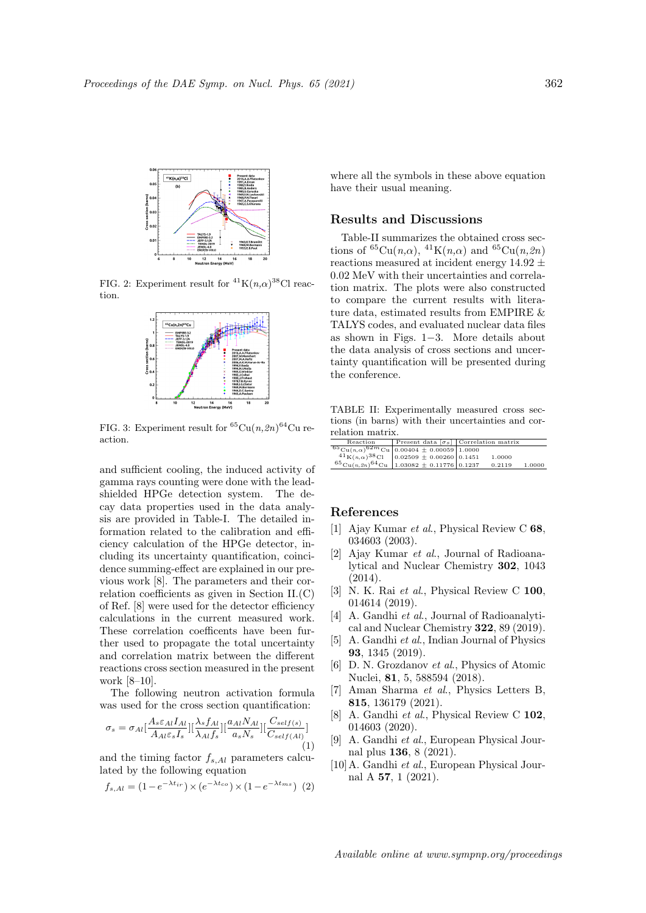FIG. 2: Experiment result for $^{41}K(n,\alpha)^{38}Cl$ reaction.

FIG. 3: Experiment result for $^{65}Cu(n,2n)^{64}Cu$ reaction.

and sufficient cooling, the induced activity of gamma rays counting were done with the lead-shielded HPGe detection system. The decay data properties used in the data analysis are provided in Table-I. The detailed information related to the calibration and efficiency calculation of the HPGe detector, including its uncertainty quantification, coincidence summing-effect are explained in our previous work [8]. The parameters and their correlation coefficients as given in Section II.(C) of Ref. [8] were used for the detector efficiency calculations in the current measured work. These correlation coefficents have been further used to propagate the total uncertainty and correlation matrix between the different reactions cross section measured in the present work [8–10].

The following neutron activation formula was used for the cross section quantification:

$$\sigma_s = \sigma_{Al}[\frac{A_s \varepsilon_{Al} I_{Al}}{A_{Al} \varepsilon_s I_s}][\frac{\lambda_s f_{Al}}{\lambda_{Al} f_s}][\frac{a_{Al} N_{Al}}{a_s N_s}][\frac{C_{self(s)}}{C_{self(Al)}}] \quad (1)$$

and the timing factor $f_{s,Al}$ parameters calculated by the following equation

$$f_{s,Al} = (1 - e^{-\lambda t_{ir}}) \times (e^{-\lambda t_{co}}) \times (1 - e^{-\lambda t_{ms}}) \quad (2)$$

where all the symbols in these above equation have their usual meaning.

## Results and Discussions

Table-II summarizes the obtained cross sections of $^{65}Cu(n,\alpha)$, $^{41}K(n,\alpha)$ and $^{65}Cu(n,2n)$ reactions measured at incident energy $14.92 \pm 0.02$ MeV with their uncertainties and correlation matrix. The plots were also constructed to compare the current results with literature data, estimated results from EMPIRE & TALYS codes, and evaluated nuclear data files as shown in Figs. 1−3. More details about the data analysis of cross sections and uncertainty quantification will be presented during the conference.

TABLE II: Experimentally measured cross sections (in barns) with their uncertainties and correlation matrix.

| Reaction | Present data $(\sigma_s)$ | Correlation matrix | | |
|---|---|---|---|---|
| $^{65}Cu(n,\alpha)^{62m}Cu$ | $0.00404 \pm 0.00059$ | 1.0000 | | |
| $^{41}K(n,\alpha)^{38}Cl$ | $0.02509 \pm 0.00260$ | 0.1451 | 1.0000 | |
| $^{65}Cu(n,2n)^{64}Cu$ | $1.03082 \pm 0.11776$ | 0.1237 | 0.2119 | 1.0000 |

## References

[1] Ajay Kumar *et al.*, Physical Review C **68**, 034603 (2003).

[2] Ajay Kumar *et al.*, Journal of Radioanalytical and Nuclear Chemistry **302**, 1043 (2014).

[3] N. K. Rai *et al.*, Physical Review C **100**, 014614 (2019).

[4] A. Gandhi *et al.*, Journal of Radioanalytical and Nuclear Chemistry **322**, 89 (2019).

[5] A. Gandhi *et al.*, Indian Journal of Physics **93**, 1345 (2019).

[6] D. N. Grozdanov *et al.*, Physics of Atomic Nuclei, **81**, 5, 588594 (2018).

[7] Aman Sharma *et al.*, Physics Letters B, **815**, 136179 (2021).

[8] A. Gandhi *et al.*, Physical Review C **102**, 014603 (2020).

[9] A. Gandhi *et al.*, European Physical Journal plus **136**, 8 (2021).

[10] A. Gandhi *et al.*, European Physical Journal A **57**, 1 (2021).